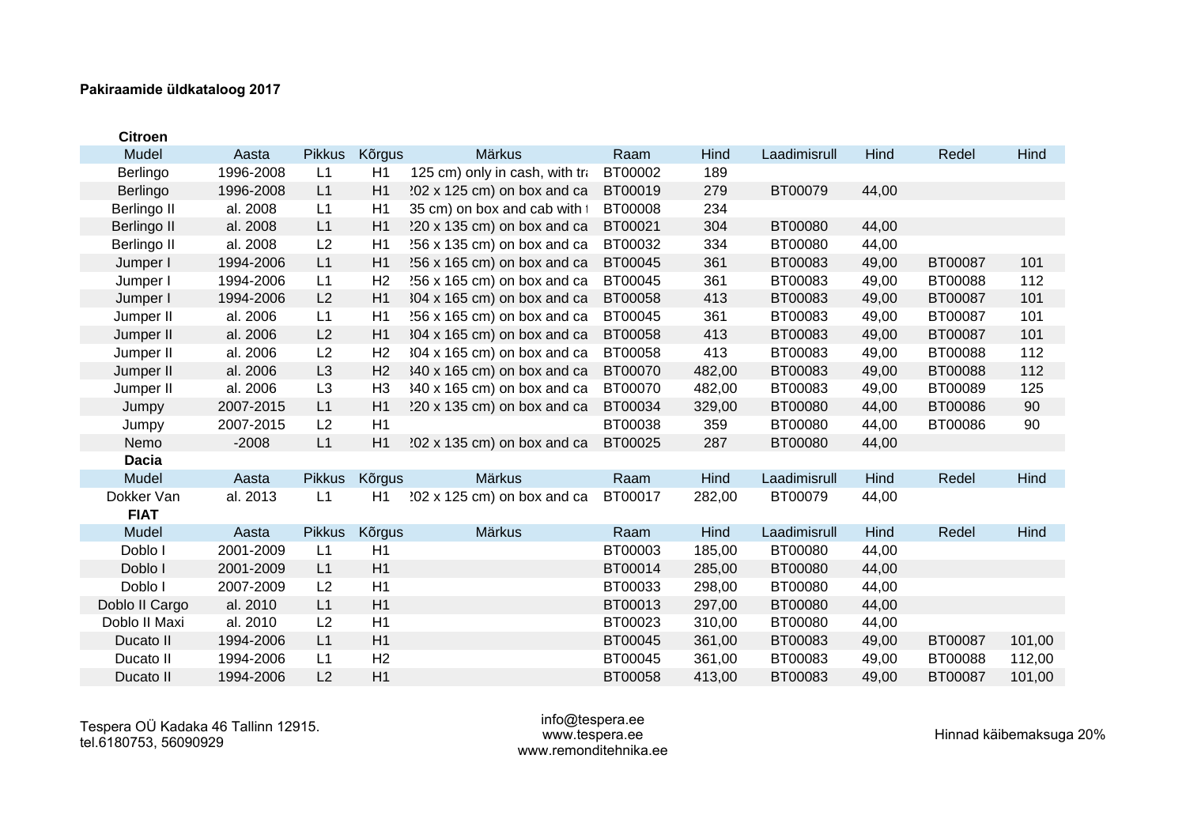**Pakiraamide üldkataloog 2017**

**Citroen**

| Mudel | Aasta | Pikkus | Kõrgus | Märkus | Raam | Hind | Laadimisrull | Hind | Redel | Hind |
|---|---|---|---|---|---|---|---|---|---|---|
| Berlingo | 1996-2008 | L1 | H1 | 125 cm) only in cash, with tr | BT00002 | 189 | | | | |
| Berlingo | 1996-2008 | L1 | H1 | ?02 x 125 cm) on box and ca | BT00019 | 279 | BT00079 | 44,00 | | |
| Berlingo II | al. 2008 | L1 | H1 | 35 cm) on box and cab with t | BT00008 | 234 | | | | |
| Berlingo II | al. 2008 | L1 | H1 | ?20 x 135 cm) on box and ca | BT00021 | 304 | BT00080 | 44,00 | | |
| Berlingo II | al. 2008 | L2 | H1 | ?56 x 135 cm) on box and ca | BT00032 | 334 | BT00080 | 44,00 | | |
| Jumper I | 1994-2006 | L1 | H1 | ?56 x 165 cm) on box and ca | BT00045 | 361 | BT00083 | 49,00 | BT00087 | 101 |
| Jumper I | 1994-2006 | L1 | H2 | ?56 x 165 cm) on box and ca | BT00045 | 361 | BT00083 | 49,00 | BT00088 | 112 |
| Jumper I | 1994-2006 | L2 | H1 | 304 x 165 cm) on box and ca | BT00058 | 413 | BT00083 | 49,00 | BT00087 | 101 |
| Jumper II | al. 2006 | L1 | H1 | ?56 x 165 cm) on box and ca | BT00045 | 361 | BT00083 | 49,00 | BT00087 | 101 |
| Jumper II | al. 2006 | L2 | H1 | 304 x 165 cm) on box and ca | BT00058 | 413 | BT00083 | 49,00 | BT00087 | 101 |
| Jumper II | al. 2006 | L2 | H2 | 304 x 165 cm) on box and ca | BT00058 | 413 | BT00083 | 49,00 | BT00088 | 112 |
| Jumper II | al. 2006 | L3 | H2 | 340 x 165 cm) on box and ca | BT00070 | 482,00 | BT00083 | 49,00 | BT00088 | 112 |
| Jumper II | al. 2006 | L3 | H3 | 340 x 165 cm) on box and ca | BT00070 | 482,00 | BT00083 | 49,00 | BT00089 | 125 |
| Jumpy | 2007-2015 | L1 | H1 | ?20 x 135 cm) on box and ca | BT00034 | 329,00 | BT00080 | 44,00 | BT00086 | 90 |
| Jumpy | 2007-2015 | L2 | H1 | | BT00038 | 359 | BT00080 | 44,00 | BT00086 | 90 |
| Nemo | -2008 | L1 | H1 | ?02 x 135 cm) on box and ca | BT00025 | 287 | BT00080 | 44,00 | | |

**Dacia**

| Mudel | Aasta | Pikkus | Kõrgus | Märkus | Raam | Hind | Laadimisrull | Hind | Redel | Hind |
|---|---|---|---|---|---|---|---|---|---|---|
| Dokker Van | al. 2013 | L1 | H1 | ?02 x 125 cm) on box and ca | BT00017 | 282,00 | BT00079 | 44,00 | | |

**FIAT**

| Mudel | Aasta | Pikkus | Kõrgus | Märkus | Raam | Hind | Laadimisrull | Hind | Redel | Hind |
|---|---|---|---|---|---|---|---|---|---|---|
| Doblo I | 2001-2009 | L1 | H1 | | BT00003 | 185,00 | BT00080 | 44,00 | | |
| Doblo I | 2001-2009 | L1 | H1 | | BT00014 | 285,00 | BT00080 | 44,00 | | |
| Doblo I | 2007-2009 | L2 | H1 | | BT00033 | 298,00 | BT00080 | 44,00 | | |
| Doblo II Cargo | al. 2010 | L1 | H1 | | BT00013 | 297,00 | BT00080 | 44,00 | | |
| Doblo II Maxi | al. 2010 | L2 | H1 | | BT00023 | 310,00 | BT00080 | 44,00 | | |
| Ducato II | 1994-2006 | L1 | H1 | | BT00045 | 361,00 | BT00083 | 49,00 | BT00087 | 101,00 |
| Ducato II | 1994-2006 | L1 | H2 | | BT00045 | 361,00 | BT00083 | 49,00 | BT00088 | 112,00 |
| Ducato II | 1994-2006 | L2 | H1 | | BT00058 | 413,00 | BT00083 | 49,00 | BT00087 | 101,00 |

Tespera OÜ Kadaka 46 Tallinn 12915.
tel.6180753, 56090929

info@tespera.ee
www.tespera.ee
www.remonditehnika.ee

Hinnad käibemaksuga 20%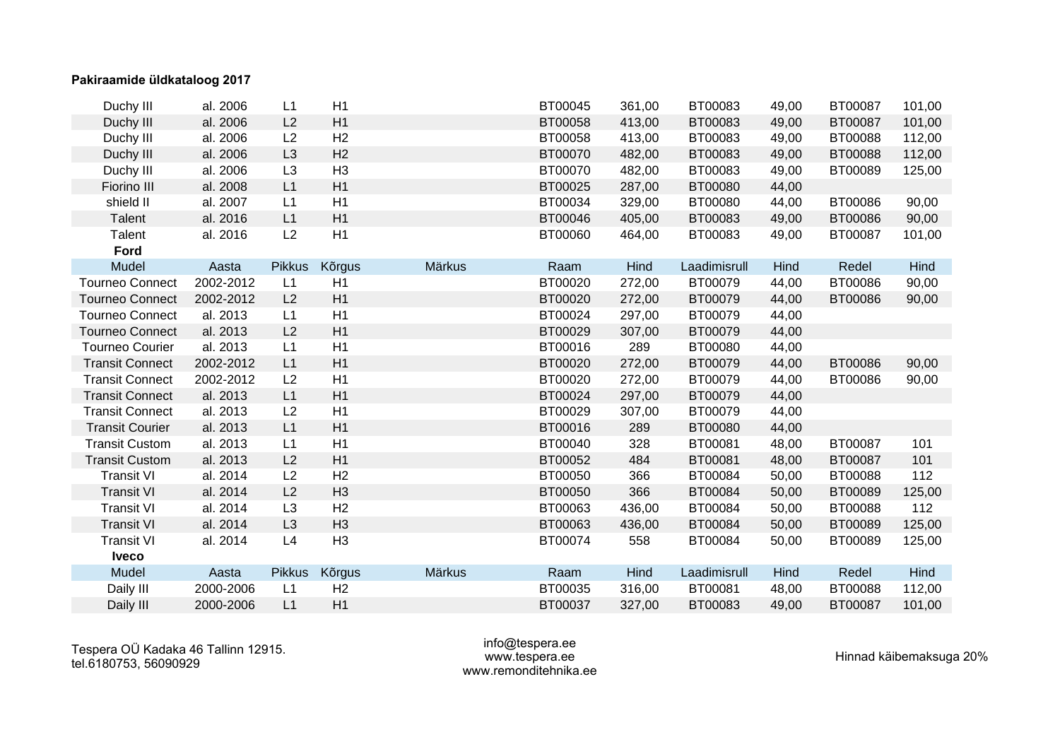**Pakiraamide üldkataloog 2017**

| Mudel | Aasta | Pikkus | Kõrgus | Märkus | Raam | Hind | Laadimisrull | Hind | Redel | Hind |
|---|---|---|---|---|---|---|---|---|---|---|
| Duchy III | al. 2006 | L1 | H1 | | BT00045 | 361,00 | BT00083 | 49,00 | BT00087 | 101,00 |
| Duchy III | al. 2006 | L2 | H1 | | BT00058 | 413,00 | BT00083 | 49,00 | BT00087 | 101,00 |
| Duchy III | al. 2006 | L2 | H2 | | BT00058 | 413,00 | BT00083 | 49,00 | BT00088 | 112,00 |
| Duchy III | al. 2006 | L3 | H2 | | BT00070 | 482,00 | BT00083 | 49,00 | BT00088 | 112,00 |
| Duchy III | al. 2006 | L3 | H3 | | BT00070 | 482,00 | BT00083 | 49,00 | BT00089 | 125,00 |
| Fiorino III | al. 2008 | L1 | H1 | | BT00025 | 287,00 | BT00080 | 44,00 | | |
| shield II | al. 2007 | L1 | H1 | | BT00034 | 329,00 | BT00080 | 44,00 | BT00086 | 90,00 |
| Talent | al. 2016 | L1 | H1 | | BT00046 | 405,00 | BT00083 | 49,00 | BT00086 | 90,00 |
| Talent | al. 2016 | L2 | H1 | | BT00060 | 464,00 | BT00083 | 49,00 | BT00087 | 101,00 |

**Ford**

| Mudel | Aasta | Pikkus | Kõrgus | Märkus | Raam | Hind | Laadimisrull | Hind | Redel | Hind |
|---|---|---|---|---|---|---|---|---|---|---|
| Tourneo Connect | 2002-2012 | L1 | H1 | | BT00020 | 272,00 | BT00079 | 44,00 | BT00086 | 90,00 |
| Tourneo Connect | 2002-2012 | L2 | H1 | | BT00020 | 272,00 | BT00079 | 44,00 | BT00086 | 90,00 |
| Tourneo Connect | al. 2013 | L1 | H1 | | BT00024 | 297,00 | BT00079 | 44,00 | | |
| Tourneo Connect | al. 2013 | L2 | H1 | | BT00029 | 307,00 | BT00079 | 44,00 | | |
| Tourneo Courier | al. 2013 | L1 | H1 | | BT00016 | 289 | BT00080 | 44,00 | | |
| Transit Connect | 2002-2012 | L1 | H1 | | BT00020 | 272,00 | BT00079 | 44,00 | BT00086 | 90,00 |
| Transit Connect | 2002-2012 | L2 | H1 | | BT00020 | 272,00 | BT00079 | 44,00 | BT00086 | 90,00 |
| Transit Connect | al. 2013 | L1 | H1 | | BT00024 | 297,00 | BT00079 | 44,00 | | |
| Transit Connect | al. 2013 | L2 | H1 | | BT00029 | 307,00 | BT00079 | 44,00 | | |
| Transit Courier | al. 2013 | L1 | H1 | | BT00016 | 289 | BT00080 | 44,00 | | |
| Transit Custom | al. 2013 | L1 | H1 | | BT00040 | 328 | BT00081 | 48,00 | BT00087 | 101 |
| Transit Custom | al. 2013 | L2 | H1 | | BT00052 | 484 | BT00081 | 48,00 | BT00087 | 101 |
| Transit VI | al. 2014 | L2 | H2 | | BT00050 | 366 | BT00084 | 50,00 | BT00088 | 112 |
| Transit VI | al. 2014 | L2 | H3 | | BT00050 | 366 | BT00084 | 50,00 | BT00089 | 125,00 |
| Transit VI | al. 2014 | L3 | H2 | | BT00063 | 436,00 | BT00084 | 50,00 | BT00088 | 112 |
| Transit VI | al. 2014 | L3 | H3 | | BT00063 | 436,00 | BT00084 | 50,00 | BT00089 | 125,00 |
| Transit VI | al. 2014 | L4 | H3 | | BT00074 | 558 | BT00084 | 50,00 | BT00089 | 125,00 |

**Iveco**

| Mudel | Aasta | Pikkus | Kõrgus | Märkus | Raam | Hind | Laadimisrull | Hind | Redel | Hind |
|---|---|---|---|---|---|---|---|---|---|---|
| Daily III | 2000-2006 | L1 | H2 | | BT00035 | 316,00 | BT00081 | 48,00 | BT00088 | 112,00 |
| Daily III | 2000-2006 | L1 | H1 | | BT00037 | 327,00 | BT00083 | 49,00 | BT00087 | 101,00 |

Tespera OÜ Kadaka 46 Tallinn 12915.
tel.6180753, 56090929

info@tespera.ee
www.tespera.ee
www.remonditehnika.ee

Hinnad käibemaksuga 20%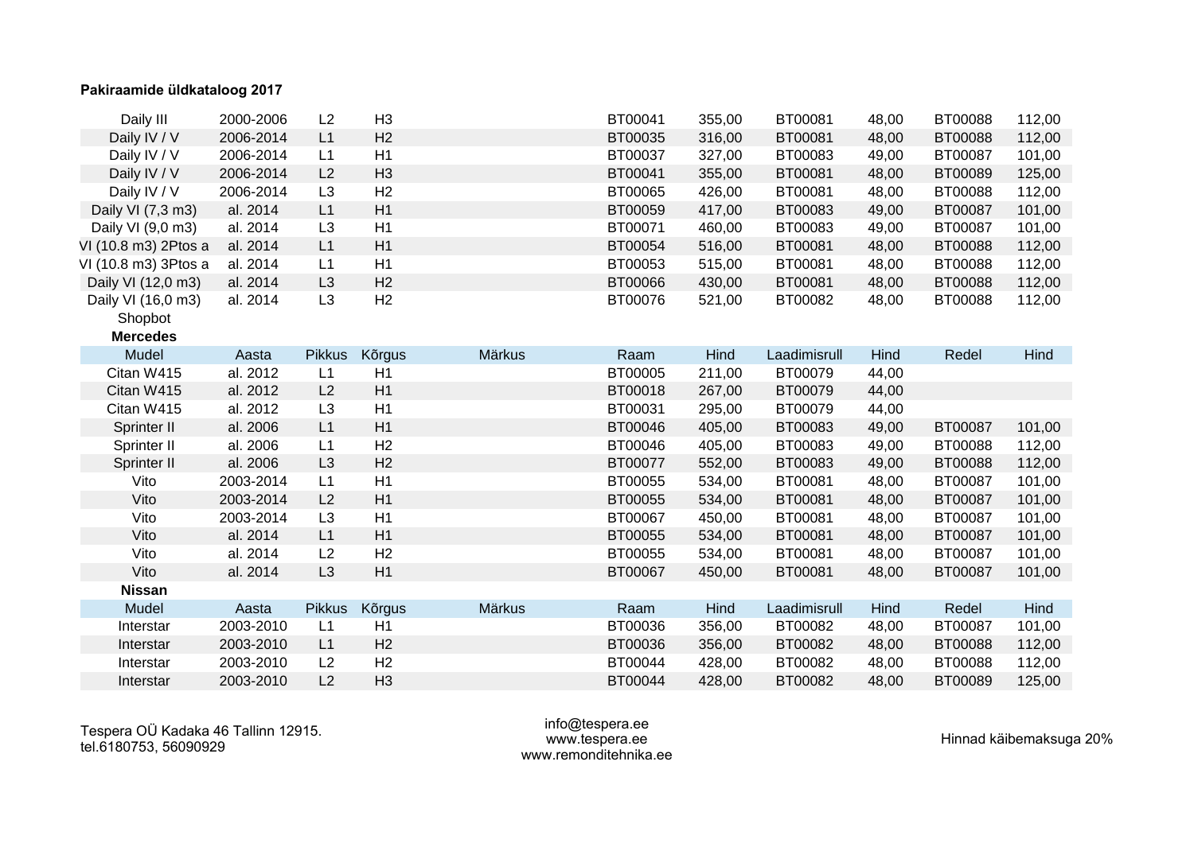**Pakiraamide üldkataloog 2017**

| | | | | | | | | | | |
|---|---|---|---|---|---|---|---|---|---|---|
| Daily III | 2000-2006 | L2 | H3 | | BT00041 | 355,00 | BT00081 | 48,00 | BT00088 | 112,00 |
| Daily IV / V | 2006-2014 | L1 | H2 | | BT00035 | 316,00 | BT00081 | 48,00 | BT00088 | 112,00 |
| Daily IV / V | 2006-2014 | L1 | H1 | | BT00037 | 327,00 | BT00083 | 49,00 | BT00087 | 101,00 |
| Daily IV / V | 2006-2014 | L2 | H3 | | BT00041 | 355,00 | BT00081 | 48,00 | BT00089 | 125,00 |
| Daily IV / V | 2006-2014 | L3 | H2 | | BT00065 | 426,00 | BT00081 | 48,00 | BT00088 | 112,00 |
| Daily VI (7,3 m3) | al. 2014 | L1 | H1 | | BT00059 | 417,00 | BT00083 | 49,00 | BT00087 | 101,00 |
| Daily VI (9,0 m3) | al. 2014 | L3 | H1 | | BT00071 | 460,00 | BT00083 | 49,00 | BT00087 | 101,00 |
| VI (10.8 m3) 2Ptos a | al. 2014 | L1 | H1 | | BT00054 | 516,00 | BT00081 | 48,00 | BT00088 | 112,00 |
| VI (10.8 m3) 3Ptos a | al. 2014 | L1 | H1 | | BT00053 | 515,00 | BT00081 | 48,00 | BT00088 | 112,00 |
| Daily VI (12,0 m3) | al. 2014 | L3 | H2 | | BT00066 | 430,00 | BT00081 | 48,00 | BT00088 | 112,00 |
| Daily VI (16,0 m3) | al. 2014 | L3 | H2 | | BT00076 | 521,00 | BT00082 | 48,00 | BT00088 | 112,00 |
| Shopbot | | | | | | | | | | |

**Mercedes**

| Mudel | Aasta | Pikkus | Kõrgus | Märkus | Raam | Hind | Laadimisrull | Hind | Redel | Hind |
|---|---|---|---|---|---|---|---|---|---|---|
| Citan W415 | al. 2012 | L1 | H1 | | BT00005 | 211,00 | BT00079 | 44,00 | | |
| Citan W415 | al. 2012 | L2 | H1 | | BT00018 | 267,00 | BT00079 | 44,00 | | |
| Citan W415 | al. 2012 | L3 | H1 | | BT00031 | 295,00 | BT00079 | 44,00 | | |
| Sprinter II | al. 2006 | L1 | H1 | | BT00046 | 405,00 | BT00083 | 49,00 | BT00087 | 101,00 |
| Sprinter II | al. 2006 | L1 | H2 | | BT00046 | 405,00 | BT00083 | 49,00 | BT00088 | 112,00 |
| Sprinter II | al. 2006 | L3 | H2 | | BT00077 | 552,00 | BT00083 | 49,00 | BT00088 | 112,00 |
| Vito | 2003-2014 | L1 | H1 | | BT00055 | 534,00 | BT00081 | 48,00 | BT00087 | 101,00 |
| Vito | 2003-2014 | L2 | H1 | | BT00055 | 534,00 | BT00081 | 48,00 | BT00087 | 101,00 |
| Vito | 2003-2014 | L3 | H1 | | BT00067 | 450,00 | BT00081 | 48,00 | BT00087 | 101,00 |
| Vito | al. 2014 | L1 | H1 | | BT00055 | 534,00 | BT00081 | 48,00 | BT00087 | 101,00 |
| Vito | al. 2014 | L2 | H2 | | BT00055 | 534,00 | BT00081 | 48,00 | BT00087 | 101,00 |
| Vito | al. 2014 | L3 | H1 | | BT00067 | 450,00 | BT00081 | 48,00 | BT00087 | 101,00 |

**Nissan**

| Mudel | Aasta | Pikkus | Kõrgus | Märkus | Raam | Hind | Laadimisrull | Hind | Redel | Hind |
|---|---|---|---|---|---|---|---|---|---|---|
| Interstar | 2003-2010 | L1 | H1 | | BT00036 | 356,00 | BT00082 | 48,00 | BT00087 | 101,00 |
| Interstar | 2003-2010 | L1 | H2 | | BT00036 | 356,00 | BT00082 | 48,00 | BT00088 | 112,00 |
| Interstar | 2003-2010 | L2 | H2 | | BT00044 | 428,00 | BT00082 | 48,00 | BT00088 | 112,00 |
| Interstar | 2003-2010 | L2 | H3 | | BT00044 | 428,00 | BT00082 | 48,00 | BT00089 | 125,00 |

Tespera OÜ Kadaka 46 Tallinn 12915.
tel.6180753, 56090929

info@tespera.ee
www.tespera.ee
www.remonditehnika.ee

Hinnad käibemaksuga 20%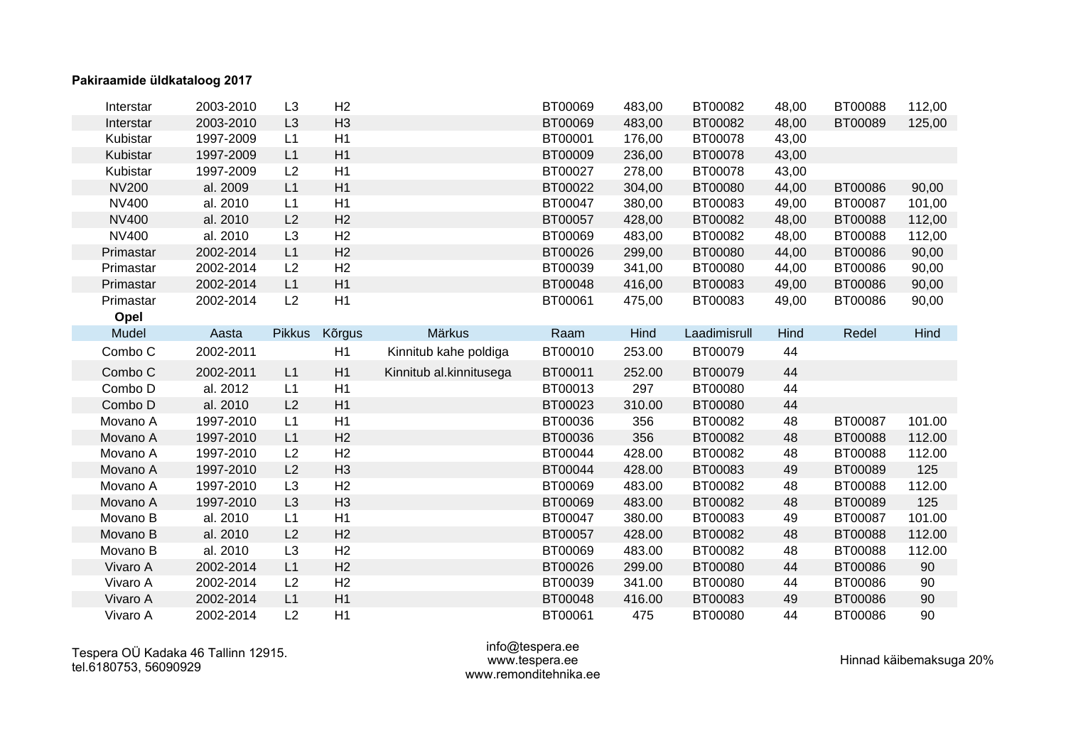**Pakiraamide üldkataloog 2017**

| | | | | | | | | | | |
|---|---|---|---|---|---|---|---|---|---|---|
| Interstar | 2003-2010 | L3 | H2 | | BT00069 | 483,00 | BT00082 | 48,00 | BT00088 | 112,00 |
| Interstar | 2003-2010 | L3 | H3 | | BT00069 | 483,00 | BT00082 | 48,00 | BT00089 | 125,00 |
| Kubistar | 1997-2009 | L1 | H1 | | BT00001 | 176,00 | BT00078 | 43,00 | | |
| Kubistar | 1997-2009 | L1 | H1 | | BT00009 | 236,00 | BT00078 | 43,00 | | |
| Kubistar | 1997-2009 | L2 | H1 | | BT00027 | 278,00 | BT00078 | 43,00 | | |
| NV200 | al. 2009 | L1 | H1 | | BT00022 | 304,00 | BT00080 | 44,00 | BT00086 | 90,00 |
| NV400 | al. 2010 | L1 | H1 | | BT00047 | 380,00 | BT00083 | 49,00 | BT00087 | 101,00 |
| NV400 | al. 2010 | L2 | H2 | | BT00057 | 428,00 | BT00082 | 48,00 | BT00088 | 112,00 |
| NV400 | al. 2010 | L3 | H2 | | BT00069 | 483,00 | BT00082 | 48,00 | BT00088 | 112,00 |
| Primastar | 2002-2014 | L1 | H2 | | BT00026 | 299,00 | BT00080 | 44,00 | BT00086 | 90,00 |
| Primastar | 2002-2014 | L2 | H2 | | BT00039 | 341,00 | BT00080 | 44,00 | BT00086 | 90,00 |
| Primastar | 2002-2014 | L1 | H1 | | BT00048 | 416,00 | BT00083 | 49,00 | BT00086 | 90,00 |
| Primastar | 2002-2014 | L2 | H1 | | BT00061 | 475,00 | BT00083 | 49,00 | BT00086 | 90,00 |

**Opel**

| Mudel | Aasta | Pikkus | Kõrgus | Märkus | Raam | Hind | Laadimisrull | Hind | Redel | Hind |
|---|---|---|---|---|---|---|---|---|---|---|
| Combo C | 2002-2011 | | H1 | Kinnitub kahe poldiga | BT00010 | 253.00 | BT00079 | 44 | | |
| Combo C | 2002-2011 | L1 | H1 | Kinnitub al.kinnitusega | BT00011 | 252.00 | BT00079 | 44 | | |
| Combo D | al. 2012 | L1 | H1 | | BT00013 | 297 | BT00080 | 44 | | |
| Combo D | al. 2010 | L2 | H1 | | BT00023 | 310.00 | BT00080 | 44 | | |
| Movano A | 1997-2010 | L1 | H1 | | BT00036 | 356 | BT00082 | 48 | BT00087 | 101.00 |
| Movano A | 1997-2010 | L1 | H2 | | BT00036 | 356 | BT00082 | 48 | BT00088 | 112.00 |
| Movano A | 1997-2010 | L2 | H2 | | BT00044 | 428.00 | BT00082 | 48 | BT00088 | 112.00 |
| Movano A | 1997-2010 | L2 | H3 | | BT00044 | 428.00 | BT00083 | 49 | BT00089 | 125 |
| Movano A | 1997-2010 | L3 | H2 | | BT00069 | 483.00 | BT00082 | 48 | BT00088 | 112.00 |
| Movano A | 1997-2010 | L3 | H3 | | BT00069 | 483.00 | BT00082 | 48 | BT00089 | 125 |
| Movano B | al. 2010 | L1 | H1 | | BT00047 | 380.00 | BT00083 | 49 | BT00087 | 101.00 |
| Movano B | al. 2010 | L2 | H2 | | BT00057 | 428.00 | BT00082 | 48 | BT00088 | 112.00 |
| Movano B | al. 2010 | L3 | H2 | | BT00069 | 483.00 | BT00082 | 48 | BT00088 | 112.00 |
| Vivaro A | 2002-2014 | L1 | H2 | | BT00026 | 299.00 | BT00080 | 44 | BT00086 | 90 |
| Vivaro A | 2002-2014 | L2 | H2 | | BT00039 | 341.00 | BT00080 | 44 | BT00086 | 90 |
| Vivaro A | 2002-2014 | L1 | H1 | | BT00048 | 416.00 | BT00083 | 49 | BT00086 | 90 |
| Vivaro A | 2002-2014 | L2 | H1 | | BT00061 | 475 | BT00080 | 44 | BT00086 | 90 |

Tespera OÜ Kadaka 46 Tallinn 12915.
tel.6180753, 56090929

info@tespera.ee
www.tespera.ee
www.remonditehnika.ee

Hinnad käibemaksuga 20%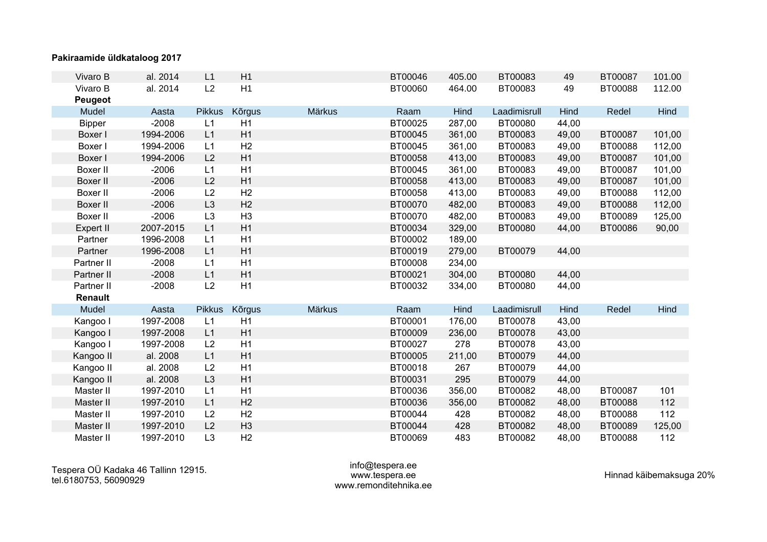**Pakiraamide üldkataloog 2017**

| Mudel | Aasta | Pikkus | Kõrgus | Märkus | Raam | Hind | Laadimisrull | Hind | Redel | Hind |
|---|---|---|---|---|---|---|---|---|---|---|
| Vivaro B | al. 2014 | L1 | H1 | | BT00046 | 405.00 | BT00083 | 49 | BT00087 | 101.00 |
| Vivaro B | al. 2014 | L2 | H1 | | BT00060 | 464.00 | BT00083 | 49 | BT00088 | 112.00 |

**Peugeot**

| Mudel | Aasta | Pikkus | Kõrgus | Märkus | Raam | Hind | Laadimisrull | Hind | Redel | Hind |
|---|---|---|---|---|---|---|---|---|---|---|
| Bipper | -2008 | L1 | H1 | | BT00025 | 287,00 | BT00080 | 44,00 | | |
| Boxer I | 1994-2006 | L1 | H1 | | BT00045 | 361,00 | BT00083 | 49,00 | BT00087 | 101,00 |
| Boxer I | 1994-2006 | L1 | H2 | | BT00045 | 361,00 | BT00083 | 49,00 | BT00088 | 112,00 |
| Boxer I | 1994-2006 | L2 | H1 | | BT00058 | 413,00 | BT00083 | 49,00 | BT00087 | 101,00 |
| Boxer II | -2006 | L1 | H1 | | BT00045 | 361,00 | BT00083 | 49,00 | BT00087 | 101,00 |
| Boxer II | -2006 | L2 | H1 | | BT00058 | 413,00 | BT00083 | 49,00 | BT00087 | 101,00 |
| Boxer II | -2006 | L2 | H2 | | BT00058 | 413,00 | BT00083 | 49,00 | BT00088 | 112,00 |
| Boxer II | -2006 | L3 | H2 | | BT00070 | 482,00 | BT00083 | 49,00 | BT00088 | 112,00 |
| Boxer II | -2006 | L3 | H3 | | BT00070 | 482,00 | BT00083 | 49,00 | BT00089 | 125,00 |
| Expert II | 2007-2015 | L1 | H1 | | BT00034 | 329,00 | BT00080 | 44,00 | BT00086 | 90,00 |
| Partner | 1996-2008 | L1 | H1 | | BT00002 | 189,00 | | | | |
| Partner | 1996-2008 | L1 | H1 | | BT00019 | 279,00 | BT00079 | 44,00 | | |
| Partner II | -2008 | L1 | H1 | | BT00008 | 234,00 | | | | |
| Partner II | -2008 | L1 | H1 | | BT00021 | 304,00 | BT00080 | 44,00 | | |
| Partner II | -2008 | L2 | H1 | | BT00032 | 334,00 | BT00080 | 44,00 | | |

**Renault**

| Mudel | Aasta | Pikkus | Kõrgus | Märkus | Raam | Hind | Laadimisrull | Hind | Redel | Hind |
|---|---|---|---|---|---|---|---|---|---|---|
| Kangoo I | 1997-2008 | L1 | H1 | | BT00001 | 176,00 | BT00078 | 43,00 | | |
| Kangoo I | 1997-2008 | L1 | H1 | | BT00009 | 236,00 | BT00078 | 43,00 | | |
| Kangoo I | 1997-2008 | L2 | H1 | | BT00027 | 278 | BT00078 | 43,00 | | |
| Kangoo II | al. 2008 | L1 | H1 | | BT00005 | 211,00 | BT00079 | 44,00 | | |
| Kangoo II | al. 2008 | L2 | H1 | | BT00018 | 267 | BT00079 | 44,00 | | |
| Kangoo II | al. 2008 | L3 | H1 | | BT00031 | 295 | BT00079 | 44,00 | | |
| Master II | 1997-2010 | L1 | H1 | | BT00036 | 356,00 | BT00082 | 48,00 | BT00087 | 101 |
| Master II | 1997-2010 | L1 | H2 | | BT00036 | 356,00 | BT00082 | 48,00 | BT00088 | 112 |
| Master II | 1997-2010 | L2 | H2 | | BT00044 | 428 | BT00082 | 48,00 | BT00088 | 112 |
| Master II | 1997-2010 | L2 | H3 | | BT00044 | 428 | BT00082 | 48,00 | BT00089 | 125,00 |
| Master II | 1997-2010 | L3 | H2 | | BT00069 | 483 | BT00082 | 48,00 | BT00088 | 112 |

Tespera OÜ Kadaka 46 Tallinn 12915.
tel.6180753, 56090929

info@tespera.ee
www.tespera.ee
www.remonditehnika.ee

Hinnad käibemaksuga 20%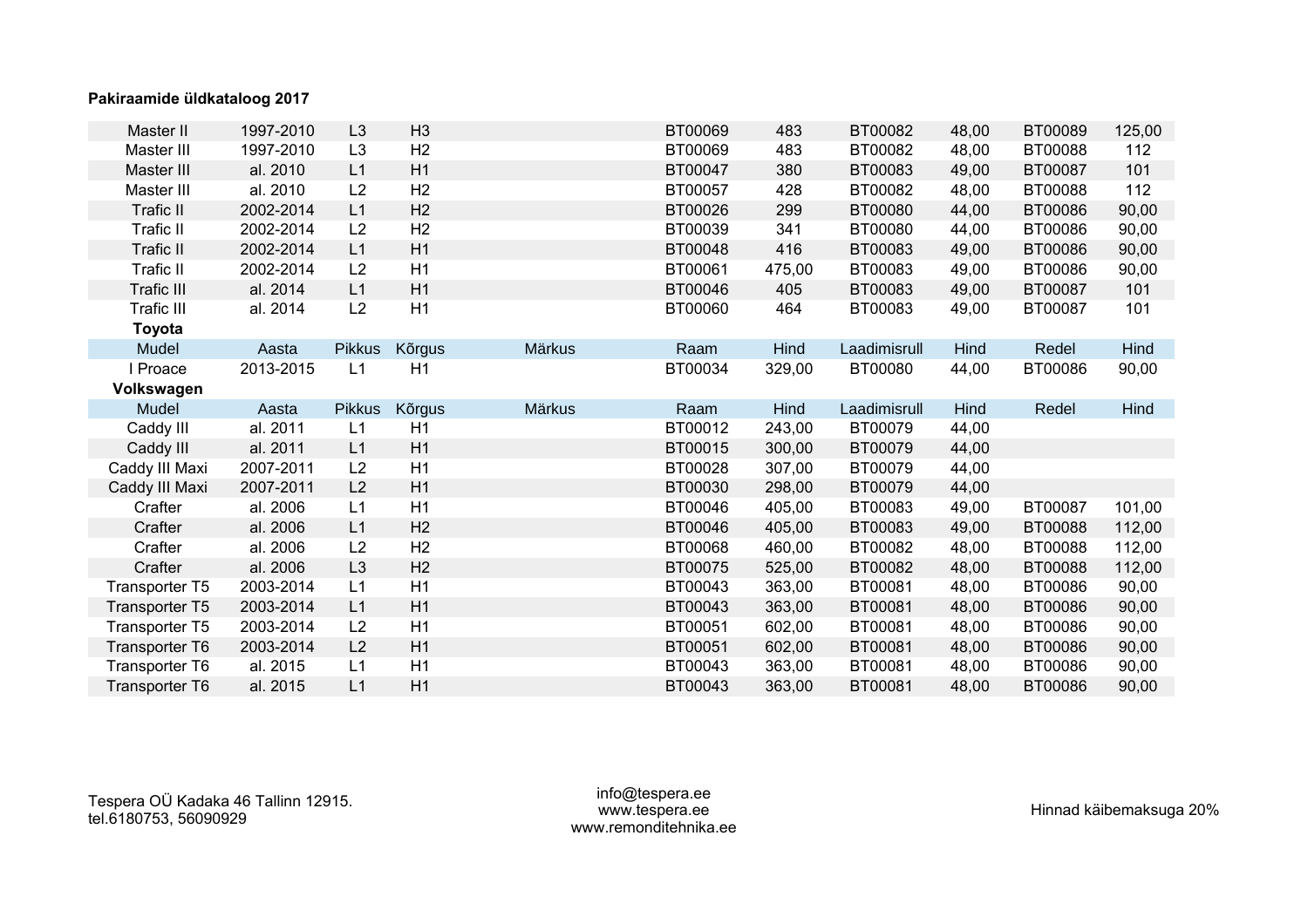**Pakiraamide üldkataloog 2017**

| | | | | | | | | | | |
|---|---|---|---|---|---|---|---|---|---|---|
| Master II | 1997-2010 | L3 | H3 | | BT00069 | 483 | BT00082 | 48,00 | BT00089 | 125,00 |
| Master III | 1997-2010 | L3 | H2 | | BT00069 | 483 | BT00082 | 48,00 | BT00088 | 112 |
| Master III | al. 2010 | L1 | H1 | | BT00047 | 380 | BT00083 | 49,00 | BT00087 | 101 |
| Master III | al. 2010 | L2 | H2 | | BT00057 | 428 | BT00082 | 48,00 | BT00088 | 112 |
| Trafic II | 2002-2014 | L1 | H2 | | BT00026 | 299 | BT00080 | 44,00 | BT00086 | 90,00 |
| Trafic II | 2002-2014 | L2 | H2 | | BT00039 | 341 | BT00080 | 44,00 | BT00086 | 90,00 |
| Trafic II | 2002-2014 | L1 | H1 | | BT00048 | 416 | BT00083 | 49,00 | BT00086 | 90,00 |
| Trafic II | 2002-2014 | L2 | H1 | | BT00061 | 475,00 | BT00083 | 49,00 | BT00086 | 90,00 |
| Trafic III | al. 2014 | L1 | H1 | | BT00046 | 405 | BT00083 | 49,00 | BT00087 | 101 |
| Trafic III | al. 2014 | L2 | H1 | | BT00060 | 464 | BT00083 | 49,00 | BT00087 | 101 |

**Toyota**

| Mudel | Aasta | Pikkus | Kõrgus | Märkus | Raam | Hind | Laadimisrull | Hind | Redel | Hind |
|---|---|---|---|---|---|---|---|---|---|---|
| I Proace | 2013-2015 | L1 | H1 | | BT00034 | 329,00 | BT00080 | 44,00 | BT00086 | 90,00 |

**Volkswagen**

| Mudel | Aasta | Pikkus | Kõrgus | Märkus | Raam | Hind | Laadimisrull | Hind | Redel | Hind |
|---|---|---|---|---|---|---|---|---|---|---|
| Caddy III | al. 2011 | L1 | H1 | | BT00012 | 243,00 | BT00079 | 44,00 | | |
| Caddy III | al. 2011 | L1 | H1 | | BT00015 | 300,00 | BT00079 | 44,00 | | |
| Caddy III Maxi | 2007-2011 | L2 | H1 | | BT00028 | 307,00 | BT00079 | 44,00 | | |
| Caddy III Maxi | 2007-2011 | L2 | H1 | | BT00030 | 298,00 | BT00079 | 44,00 | | |
| Crafter | al. 2006 | L1 | H1 | | BT00046 | 405,00 | BT00083 | 49,00 | BT00087 | 101,00 |
| Crafter | al. 2006 | L1 | H2 | | BT00046 | 405,00 | BT00083 | 49,00 | BT00088 | 112,00 |
| Crafter | al. 2006 | L2 | H2 | | BT00068 | 460,00 | BT00082 | 48,00 | BT00088 | 112,00 |
| Crafter | al. 2006 | L3 | H2 | | BT00075 | 525,00 | BT00082 | 48,00 | BT00088 | 112,00 |
| Transporter T5 | 2003-2014 | L1 | H1 | | BT00043 | 363,00 | BT00081 | 48,00 | BT00086 | 90,00 |
| Transporter T5 | 2003-2014 | L1 | H1 | | BT00043 | 363,00 | BT00081 | 48,00 | BT00086 | 90,00 |
| Transporter T5 | 2003-2014 | L2 | H1 | | BT00051 | 602,00 | BT00081 | 48,00 | BT00086 | 90,00 |
| Transporter T6 | 2003-2014 | L2 | H1 | | BT00051 | 602,00 | BT00081 | 48,00 | BT00086 | 90,00 |
| Transporter T6 | al. 2015 | L1 | H1 | | BT00043 | 363,00 | BT00081 | 48,00 | BT00086 | 90,00 |
| Transporter T6 | al. 2015 | L1 | H1 | | BT00043 | 363,00 | BT00081 | 48,00 | BT00086 | 90,00 |

Tespera OÜ Kadaka 46 Tallinn 12915.
tel.6180753, 56090929

info@tespera.ee
www.tespera.ee
www.remonditehnika.ee

Hinnad käibemaksuga 20%